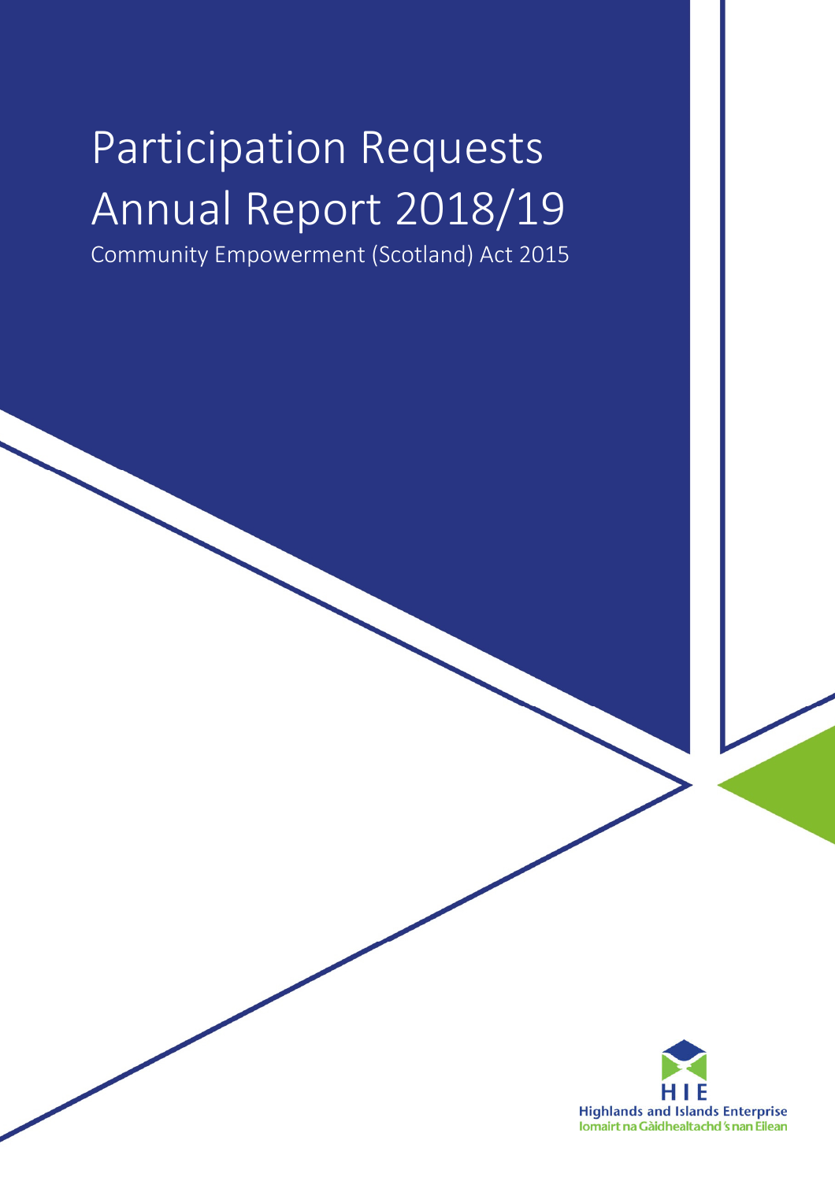# Participation Requests Annual Report 2018/19

Community Empowerment (Scotland) Act 2015

HIE
Highlands and Islands Enterprise
Iomairt na Gàidhealtachd 's nan Eilean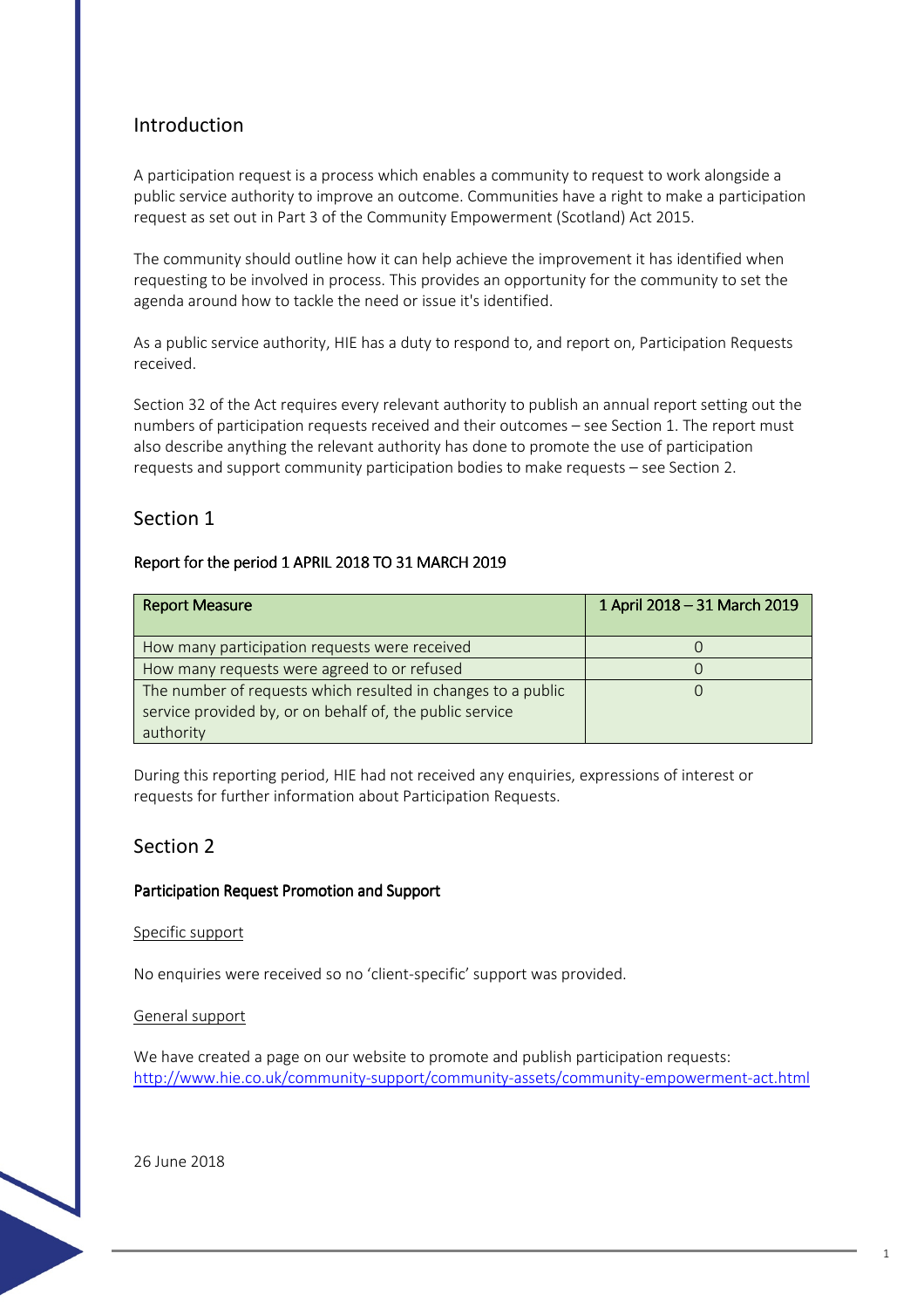## Introduction

A participation request is a process which enables a community to request to work alongside a public service authority to improve an outcome. Communities have a right to make a participation request as set out in Part 3 of the Community Empowerment (Scotland) Act 2015.

The community should outline how it can help achieve the improvement it has identified when requesting to be involved in process. This provides an opportunity for the community to set the agenda around how to tackle the need or issue it's identified.

As a public service authority, HIE has a duty to respond to, and report on, Participation Requests received.

Section 32 of the Act requires every relevant authority to publish an annual report setting out the numbers of participation requests received and their outcomes – see Section 1. The report must also describe anything the relevant authority has done to promote the use of participation requests and support community participation bodies to make requests – see Section 2.

## Section 1

**Report for the period 1 APRIL 2018 TO 31 MARCH 2019**

| Report Measure | 1 April 2018 – 31 March 2019 |
|---|---|
| How many participation requests were received | 0 |
| How many requests were agreed to or refused | 0 |
| The number of requests which resulted in changes to a public service provided by, or on behalf of, the public service authority | 0 |

During this reporting period, HIE had not received any enquiries, expressions of interest or requests for further information about Participation Requests.

## Section 2

**Participation Request Promotion and Support**

Specific support

No enquiries were received so no 'client-specific' support was provided.

General support

We have created a page on our website to promote and publish participation requests: http://www.hie.co.uk/community-support/community-assets/community-empowerment-act.html

26 June 2018